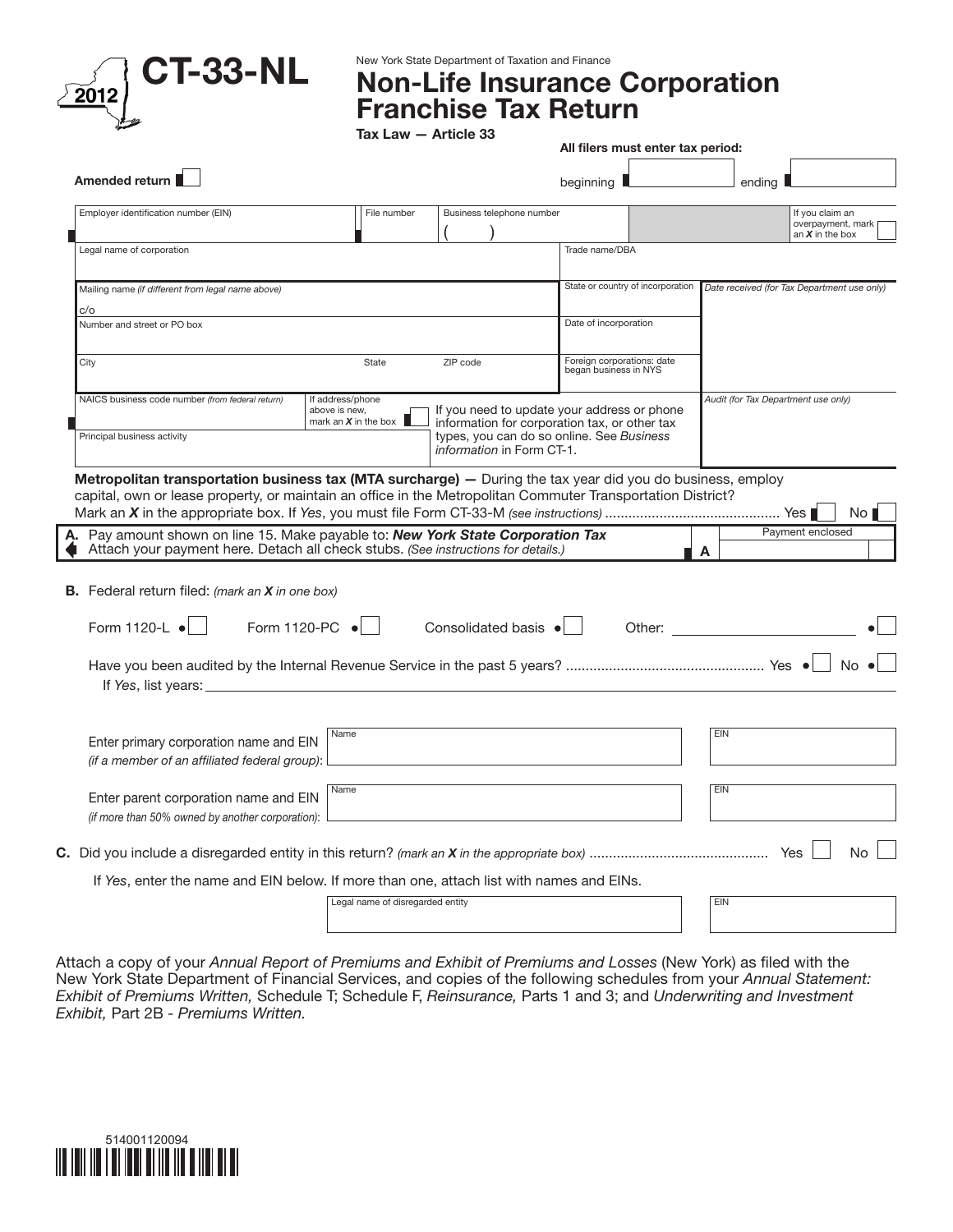# CT-33-NL

2012

New York State Department of Taxation and Finance

## Non-Life Insurance Corporation Franchise Tax Return

**Tax Law — Article 33**

**All filers must enter tax period:**

Amended return ☐ beginning ______ ending ______

| Employer identification number (EIN) | File number | Business telephone number ( ) | | If you claim an overpayment, mark an *X* in the box ☐ |
|---|---|---|---|---|
| Legal name of corporation | | | Trade name/DBA | |
| Mailing name *(if different from legal name above)* c/o | | | State or country of incorporation | *Date received (for Tax Department use only)* |
| Number and street or PO box | | | Date of incorporation | |
| City | State | ZIP code | Foreign corporations: date began business in NYS | |
| NAICS business code number *(from federal return)* | If address/phone above is new, mark an *X* in the box ☐ | If you need to update your address or phone information for corporation tax, or other tax types, you can do so online. See *Business information* in Form CT-1. | | *Audit (for Tax Department use only)* |
| Principal business activity | | | | |

**Metropolitan transportation business tax (MTA surcharge) —** During the tax year did you do business, employ capital, own or lease property, or maintain an office in the Metropolitan Commuter Transportation District? Mark an *X* in the appropriate box. If *Yes*, you must file Form CT-33-M *(see instructions)* .......... Yes ☐ No ☐

**A.** Pay amount shown on line 15. Make payable to: ***New York State Corporation Tax***
Attach your payment here. Detach all check stubs. *(See instructions for details.)* **A** Payment enclosed ______

**B.** Federal return filed: *(mark an X in one box)*

Form 1120-L ☐ Form 1120-PC ☐ Consolidated basis ☐ Other: ______ ☐

Have you been audited by the Internal Revenue Service in the past 5 years? .......... Yes ☐ No ☐

If *Yes*, list years: ______

Enter primary corporation name and EIN *(if a member of an affiliated federal group)*: Name ______ EIN ______

Enter parent corporation name and EIN *(if more than 50% owned by another corporation)*: Name ______ EIN ______

**C.** Did you include a disregarded entity in this return? *(mark an X in the appropriate box)* .......... Yes ☐ No ☐

If *Yes*, enter the name and EIN below. If more than one, attach list with names and EINs.

Legal name of disregarded entity ______ EIN ______

Attach a copy of your *Annual Report of Premiums and Exhibit of Premiums and Losses* (New York) as filed with the New York State Department of Financial Services, and copies of the following schedules from your *Annual Statement: Exhibit of Premiums Written,* Schedule T; Schedule F, *Reinsurance,* Parts 1 and 3; and *Underwriting and Investment Exhibit,* Part 2B - *Premiums Written.*

514001120094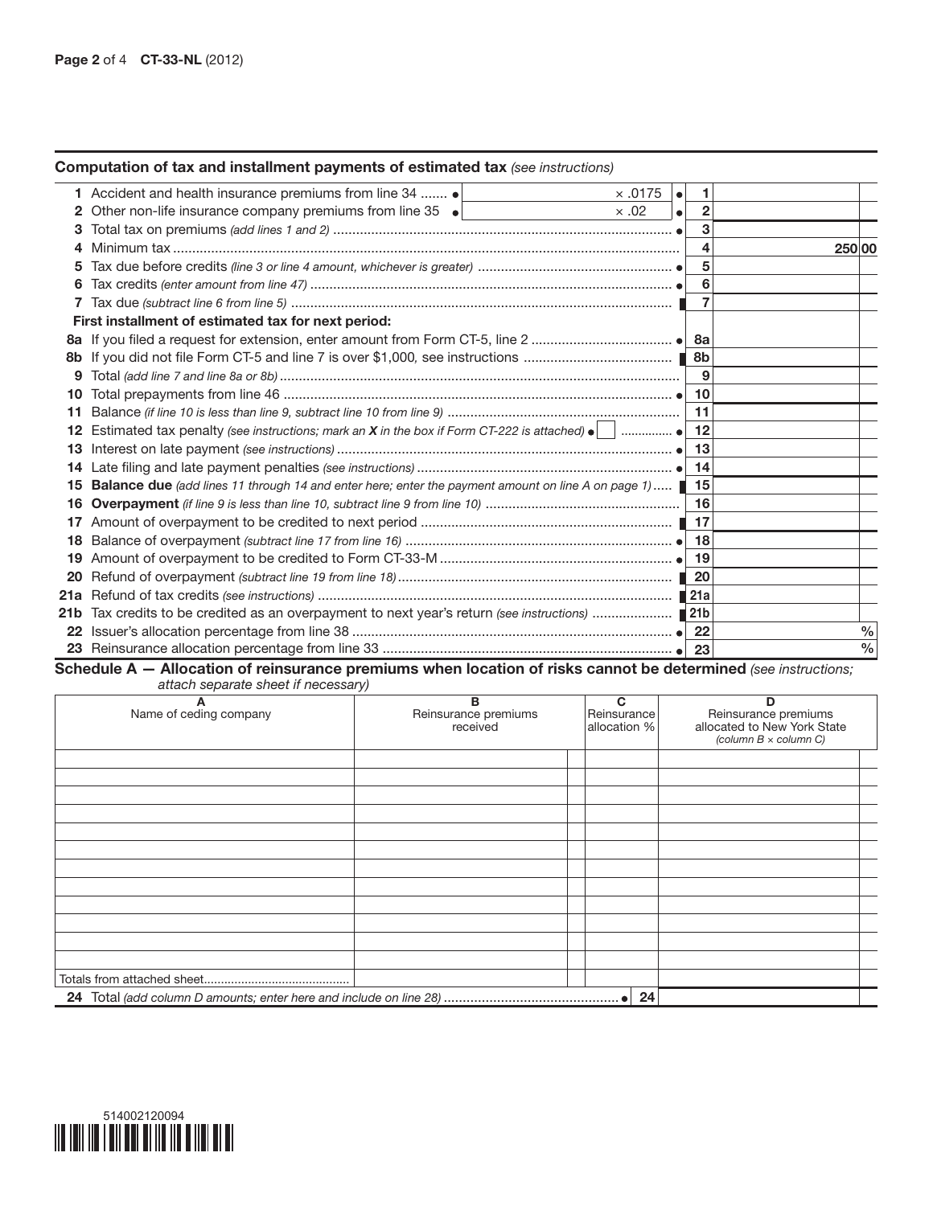## Computation of tax and installment payments of estimated tax *(see instructions)*

| Line | Description | | Line | Amount |
|---|---|---|---|---|
| 1 | Accident and health insurance premiums from line 34 ....... • | × .0175 • | 1 | |
| 2 | Other non-life insurance company premiums from line 35 • | × .02 • | 2 | |
| 3 | Total tax on premiums *(add lines 1 and 2)* ........ • | | 3 | |
| 4 | Minimum tax ........ | | 4 | 250 00 |
| 5 | Tax due before credits *(line 3 or line 4 amount, whichever is greater)* ........ • | | 5 | |
| 6 | Tax credits *(enter amount from line 47)* ........ • | | 6 | |
| 7 | Tax due *(subtract line 6 from line 5)* ........ | | 7 | |
| | **First installment of estimated tax for next period:** | | | |
| 8a | If you filed a request for extension, enter amount from Form CT-5, line 2 ........ • | | 8a | |
| 8b | If you did not file Form CT-5 and line 7 is over $1,000, see instructions ........ | | 8b | |
| 9 | Total *(add line 7 and line 8a or 8b)* ........ | | 9 | |
| 10 | Total prepayments from line 46 ........ • | | 10 | |
| 11 | Balance *(if line 10 is less than line 9, subtract line 10 from line 9)* ........ | | 11 | |
| 12 | Estimated tax penalty *(see instructions; mark an X in the box if Form CT-222 is attached)* • ☐ ........ • | | 12 | |
| 13 | Interest on late payment *(see instructions)* ........ • | | 13 | |
| 14 | Late filing and late payment penalties *(see instructions)* ........ • | | 14 | |
| 15 | **Balance due** *(add lines 11 through 14 and enter here; enter the payment amount on line A on page 1)* ..... | | 15 | |
| 16 | **Overpayment** *(if line 9 is less than line 10, subtract line 9 from line 10)* ........ | | 16 | |
| 17 | Amount of overpayment to be credited to next period ........ | | 17 | |
| 18 | Balance of overpayment *(subtract line 17 from line 16)* ........ • | | 18 | |
| 19 | Amount of overpayment to be credited to Form CT-33-M ........ • | | 19 | |
| 20 | Refund of overpayment *(subtract line 19 from line 18)* ........ | | 20 | |
| 21a | Refund of tax credits *(see instructions)* ........ | | 21a | |
| 21b | Tax credits to be credited as an overpayment to next year's return *(see instructions)* ........ | | 21b | |
| 22 | Issuer's allocation percentage from line 38 ........ • | | 22 | % |
| 23 | Reinsurance allocation percentage from line 33 ........ • | | 23 | % |

## Schedule A — Allocation of reinsurance premiums when location of risks cannot be determined *(see instructions; attach separate sheet if necessary)*

| A<br>Name of ceding company | B<br>Reinsurance premiums received | C<br>Reinsurance allocation % | D<br>Reinsurance premiums allocated to New York State *(column B × column C)* |
|---|---|---|---|
| | | | |
| | | | |
| | | | |
| | | | |
| | | | |
| | | | |
| | | | |
| | | | |
| | | | |
| | | | |
| | | | |
| | | | |
| Totals from attached sheet........ | | | |
| **24** Total *(add column D amounts; enter here and include on line 28)* ........ • **24** | | | |

514002120094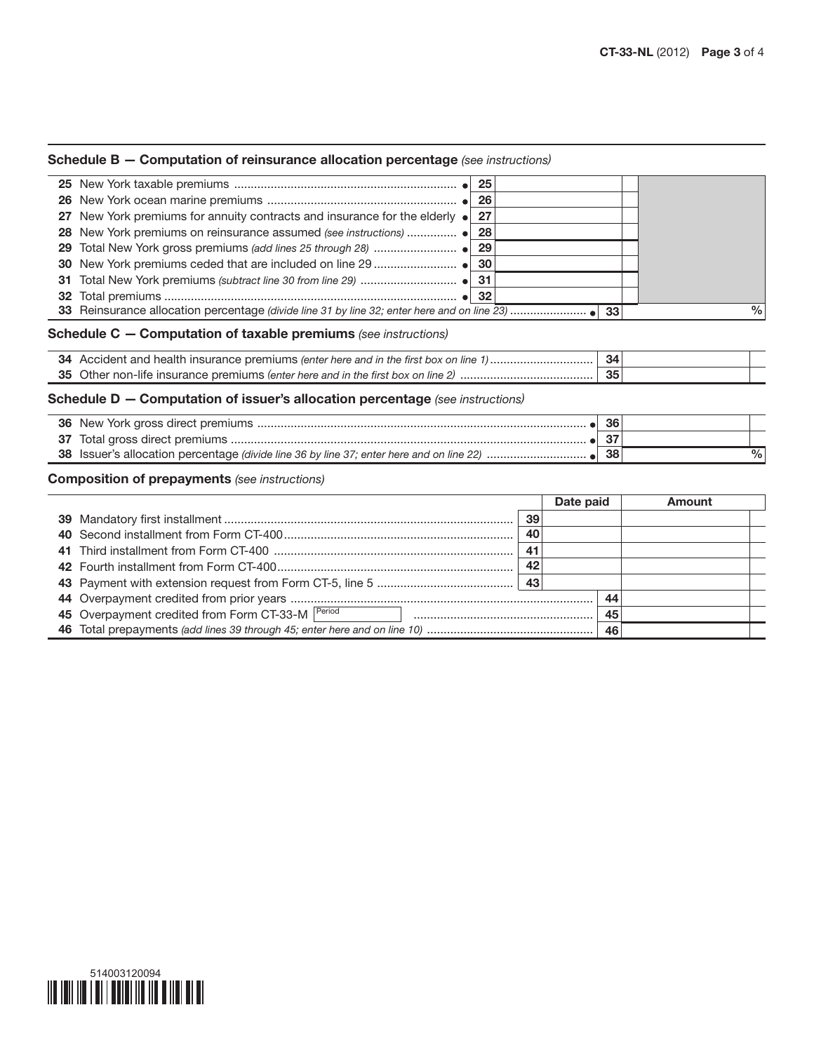### Schedule B — Computation of reinsurance allocation percentage *(see instructions)*

| Line | Description | Line no. | Amount |
|---|---|---|---|
| 25 | New York taxable premiums | 25 | |
| 26 | New York ocean marine premiums | 26 | |
| 27 | New York premiums for annuity contracts and insurance for the elderly | 27 | |
| 28 | New York premiums on reinsurance assumed *(see instructions)* | 28 | |
| 29 | Total New York gross premiums *(add lines 25 through 28)* | 29 | |
| 30 | New York premiums ceded that are included on line 29 | 30 | |
| 31 | Total New York premiums *(subtract line 30 from line 29)* | 31 | |
| 32 | Total premiums | 32 | |
| 33 | Reinsurance allocation percentage *(divide line 31 by line 32; enter here and on line 23)* | 33 | % |

### Schedule C — Computation of taxable premiums *(see instructions)*

| Line | Description | Line no. | Amount |
|---|---|---|---|
| 34 | Accident and health insurance premiums *(enter here and in the first box on line 1)* | 34 | |
| 35 | Other non-life insurance premiums *(enter here and in the first box on line 2)* | 35 | |

### Schedule D — Computation of issuer's allocation percentage *(see instructions)*

| Line | Description | Line no. | Amount |
|---|---|---|---|
| 36 | New York gross direct premiums | 36 | |
| 37 | Total gross direct premiums | 37 | |
| 38 | Issuer's allocation percentage *(divide line 36 by line 37; enter here and on line 22)* | 38 | % |

### Composition of prepayments *(see instructions)*

| Line | Description | Line no. | Date paid | Amount |
|---|---|---|---|---|
| 39 | Mandatory first installment | 39 | | |
| 40 | Second installment from Form CT-400 | 40 | | |
| 41 | Third installment from Form CT-400 | 41 | | |
| 42 | Fourth installment from Form CT-400 | 42 | | |
| 43 | Payment with extension request from Form CT-5, line 5 | 43 | | |
| 44 | Overpayment credited from prior years | | 44 | |
| 45 | Overpayment credited from Form CT-33-M Period | | 45 | |
| 46 | Total prepayments *(add lines 39 through 45; enter here and on line 10)* | | 46 | |

514003120094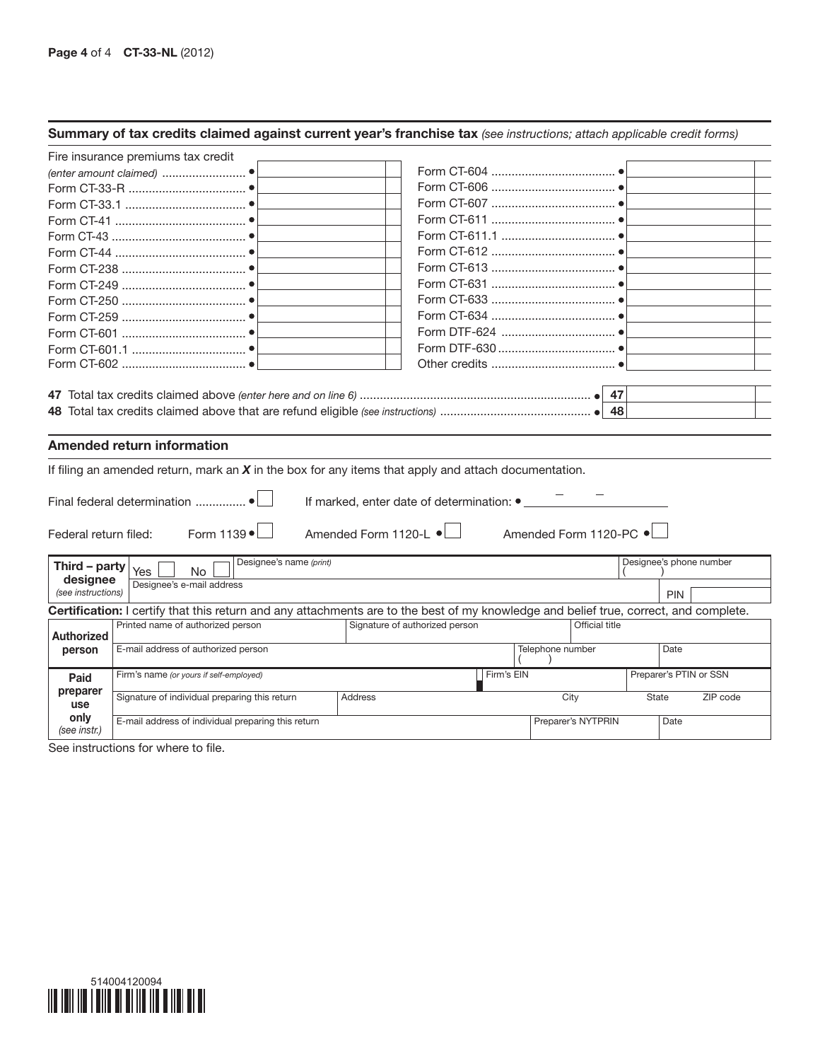## Summary of tax credits claimed against current year's franchise tax *(see instructions; attach applicable credit forms)*

| | | | |
|---|---|---|---|
| Fire insurance premiums tax credit *(enter amount claimed)* ● | | Form CT-604 ● | |
| Form CT-33-R ● | | Form CT-606 ● | |
| Form CT-33.1 ● | | Form CT-607 ● | |
| Form CT-41 ● | | Form CT-611 ● | |
| Form CT-43 ● | | Form CT-611.1 ● | |
| Form CT-44 ● | | Form CT-612 ● | |
| Form CT-238 ● | | Form CT-613 ● | |
| Form CT-249 ● | | Form CT-631 ● | |
| Form CT-250 ● | | Form CT-633 ● | |
| Form CT-259 ● | | Form CT-634 ● | |
| Form CT-601 ● | | Form DTF-624 ● | |
| Form CT-601.1 ● | | Form DTF-630 ● | |
| Form CT-602 ● | | Other credits ● | |

**47** Total tax credits claimed above *(enter here and on line 6)* ● 47

**48** Total tax credits claimed above that are refund eligible *(see instructions)* ● 48

## Amended return information

If filing an amended return, mark an ***X*** in the box for any items that apply and attach documentation.

Final federal determination ● ☐ If marked, enter date of determination: ● \_\_\_ – \_\_\_ – \_\_\_

Federal return filed: Form 1139 ● ☐ Amended Form 1120-L ● ☐ Amended Form 1120-PC ● ☐

| | | | |
|---|---|---|---|
| **Third – party designee** *(see instructions)* | Yes ☐ No ☐ Designee's name *(print)* | Designee's phone number ( ) | |
| | Designee's e-mail address | PIN | |

**Certification:** I certify that this return and any attachments are to the best of my knowledge and belief true, correct, and complete.

| | | | | |
|---|---|---|---|---|
| **Authorized person** | Printed name of authorized person | Signature of authorized person | Official title | |
| | E-mail address of authorized person | | Telephone number ( ) | Date |
| **Paid preparer use only** *(see instr.)* | Firm's name *(or yours if self-employed)* | Firm's EIN | Preparer's PTIN or SSN | |
| | Signature of individual preparing this return | Address | City | State / ZIP code |
| | E-mail address of individual preparing this return | | Preparer's NYTPRIN | Date |

See instructions for where to file.

514004120094